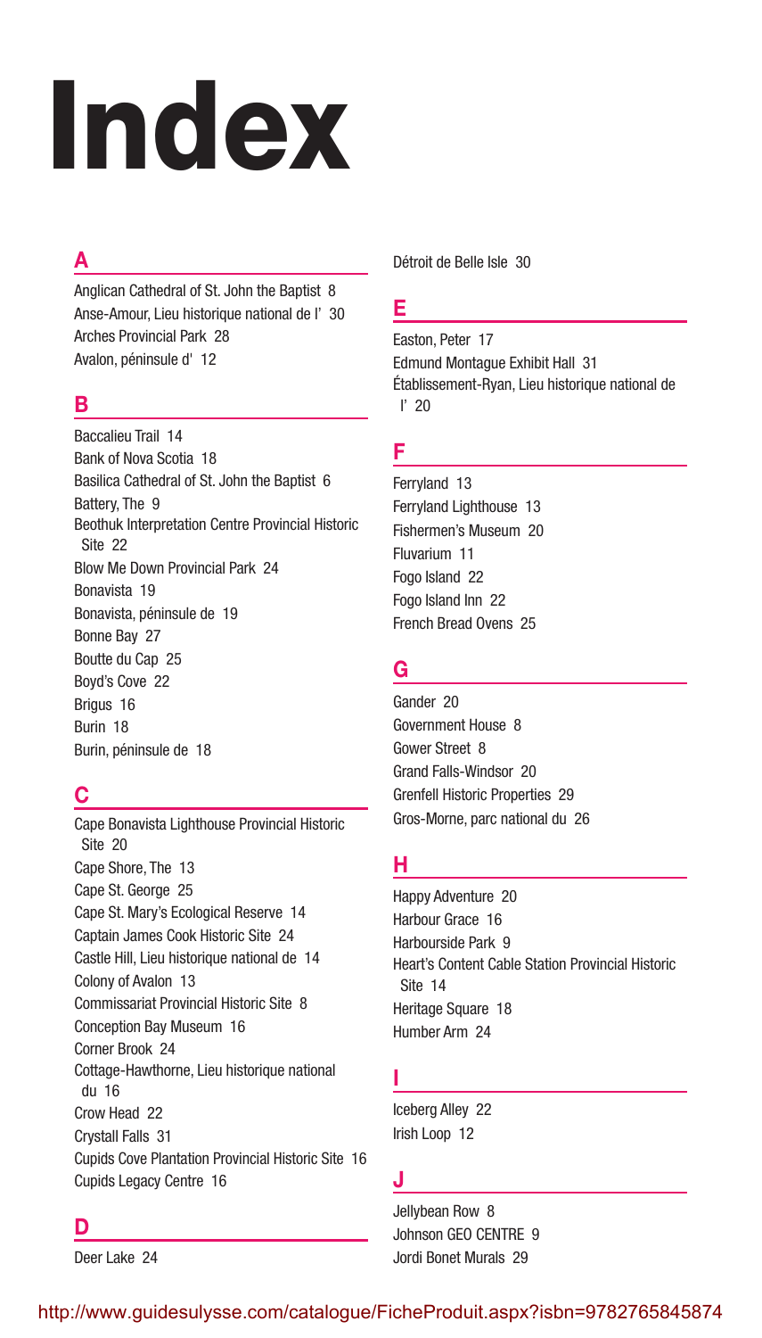# Index

## A

Anglican Cathedral of St. John the Baptist 8
Anse-Amour, Lieu historique national de l' 30
Arches Provincial Park 28
Avalon, péninsule d' 12

## B

Baccalieu Trail 14
Bank of Nova Scotia 18
Basilica Cathedral of St. John the Baptist 6
Battery, The 9
Beothuk Interpretation Centre Provincial Historic Site 22
Blow Me Down Provincial Park 24
Bonavista 19
Bonavista, péninsule de 19
Bonne Bay 27
Boutte du Cap 25
Boyd's Cove 22
Brigus 16
Burin 18
Burin, péninsule de 18

## C

Cape Bonavista Lighthouse Provincial Historic Site 20
Cape Shore, The 13
Cape St. George 25
Cape St. Mary's Ecological Reserve 14
Captain James Cook Historic Site 24
Castle Hill, Lieu historique national de 14
Colony of Avalon 13
Commissariat Provincial Historic Site 8
Conception Bay Museum 16
Corner Brook 24
Cottage-Hawthorne, Lieu historique national du 16
Crow Head 22
Crystall Falls 31
Cupids Cove Plantation Provincial Historic Site 16
Cupids Legacy Centre 16

## D

Deer Lake 24
Détroit de Belle Isle 30

## E

Easton, Peter 17
Edmund Montague Exhibit Hall 31
Établissement-Ryan, Lieu historique national de l' 20

## F

Ferryland 13
Ferryland Lighthouse 13
Fishermen's Museum 20
Fluvarium 11
Fogo Island 22
Fogo Island Inn 22
French Bread Ovens 25

## G

Gander 20
Government House 8
Gower Street 8
Grand Falls-Windsor 20
Grenfell Historic Properties 29
Gros-Morne, parc national du 26

## H

Happy Adventure 20
Harbour Grace 16
Harbourside Park 9
Heart's Content Cable Station Provincial Historic Site 14
Heritage Square 18
Humber Arm 24

## I

Iceberg Alley 22
Irish Loop 12

## J

Jellybean Row 8
Johnson GEO CENTRE 9
Jordi Bonet Murals 29

http://www.guidesulysse.com/catalogue/FicheProduit.aspx?isbn=9782765845874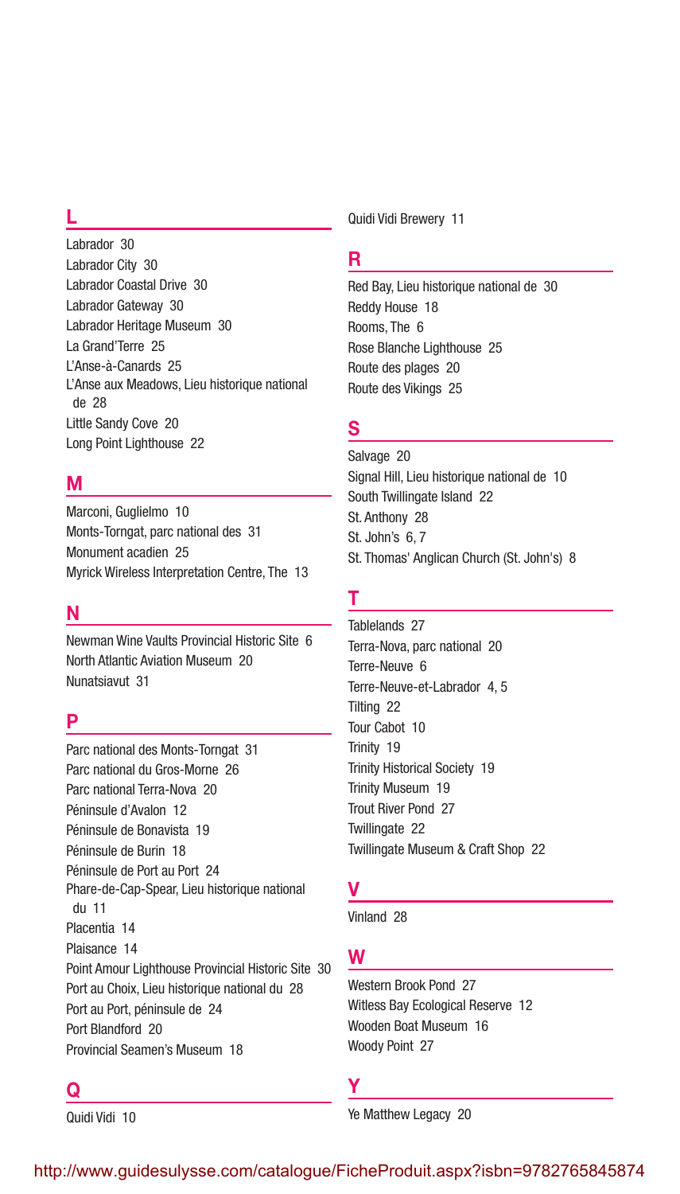## L

Labrador 30
Labrador City 30
Labrador Coastal Drive 30
Labrador Gateway 30
Labrador Heritage Museum 30
La Grand'Terre 25
L'Anse-à-Canards 25
L'Anse aux Meadows, Lieu historique national de 28
Little Sandy Cove 20
Long Point Lighthouse 22

## M

Marconi, Guglielmo 10
Monts-Torngat, parc national des 31
Monument acadien 25
Myrick Wireless Interpretation Centre, The 13

## N

Newman Wine Vaults Provincial Historic Site 6
North Atlantic Aviation Museum 20
Nunatsiavut 31

## P

Parc national des Monts-Torngat 31
Parc national du Gros-Morne 26
Parc national Terra-Nova 20
Péninsule d'Avalon 12
Péninsule de Bonavista 19
Péninsule de Burin 18
Péninsule de Port au Port 24
Phare-de-Cap-Spear, Lieu historique national du 11
Placentia 14
Plaisance 14
Point Amour Lighthouse Provincial Historic Site 30
Port au Choix, Lieu historique national du 28
Port au Port, péninsule de 24
Port Blandford 20
Provincial Seamen's Museum 18

## Q

Quidi Vidi 10
Quidi Vidi Brewery 11

## R

Red Bay, Lieu historique national de 30
Reddy House 18
Rooms, The 6
Rose Blanche Lighthouse 25
Route des plages 20
Route des Vikings 25

## S

Salvage 20
Signal Hill, Lieu historique national de 10
South Twillingate Island 22
St. Anthony 28
St. John's 6, 7
St. Thomas' Anglican Church (St. John's) 8

## T

Tablelands 27
Terra-Nova, parc national 20
Terre-Neuve 6
Terre-Neuve-et-Labrador 4, 5
Tilting 22
Tour Cabot 10
Trinity 19
Trinity Historical Society 19
Trinity Museum 19
Trout River Pond 27
Twillingate 22
Twillingate Museum & Craft Shop 22

## V

Vinland 28

## W

Western Brook Pond 27
Witless Bay Ecological Reserve 12
Wooden Boat Museum 16
Woody Point 27

## Y

Ye Matthew Legacy 20

http://www.guidesulysse.com/catalogue/FicheProduit.aspx?isbn=9782765845874